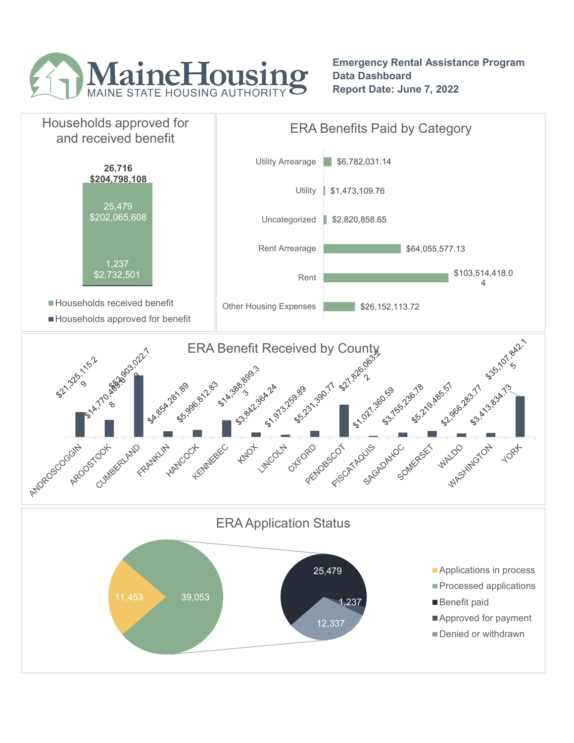# MaineHousing

MAINE STATE HOUSING AUTHORITY

**Emergency Rental Assistance Program**
**Data Dashboard**
**Report Date: June 7, 2022**

## Households approved for and received benefit

**26,716**
**$204,798,108**

| Category | Households | Amount |
| --- | --- | --- |
| Households received benefit | 25,479 | $202,065,608 |
| Households approved for benefit | 1,237 | $2,732,501 |

## ERA Benefits Paid by Category

| Category | Amount |
| --- | --- |
| Utility Arrearage | $6,782,031.14 |
| Utility | $1,473,109.76 |
| Uncategorized | $2,820,858.65 |
| Rent Arrearage | $64,055,577.13 |
| Rent | $103,514,418.04 |
| Other Housing Expenses | $26,152,113.72 |

## ERA Benefit Received by County

| County | Amount |
| --- | --- |
| ANDROSCOGGIN | $21,325,115.29 |
| AROOSTOOK | $14,770,469.68 |
| CUMBERLAND | $52,903,022.79 |
| FRANKLIN | $4,854,281.89 |
| HANCOCK | $5,996,812.83 |
| KENNEBEC | $14,388,899.33 |
| KNOX | $3,842,364.24 |
| LINCOLN | $1,973,259.89 |
| OXFORD | $5,231,390.77 |
| PENOBSCOT | $27,826,063.22 |
| PISCATAQUIS | $1,027,360.59 |
| SAGADAHOC | $3,755,236.78 |
| SOMERSET | $5,219,485.57 |
| WALDO | $2,966,283.77 |
| WASHINGTON | $3,413,834.73 |
| YORK | $35,107,842.15 |

## ERA Application Status

| Status | Count |
| --- | --- |
| Applications in process | 11,453 |
| Processed applications | 39,053 |
| Benefit paid | 25,479 |
| Approved for payment | 1,237 |
| Denied or withdrawn | 12,337 |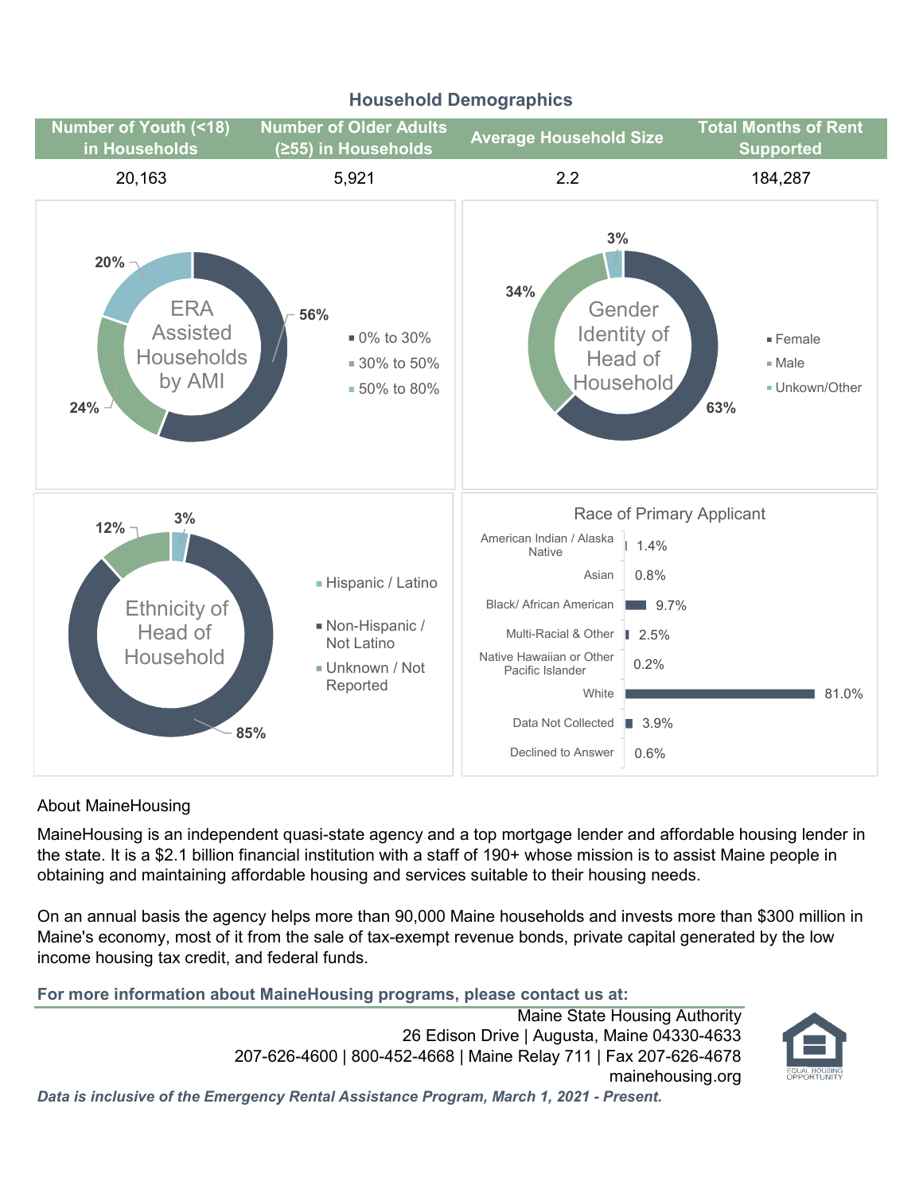## Household Demographics

| Number of Youth (<18) in Households | Number of Older Adults (≥55) in Households | Average Household Size | Total Months of Rent Supported |
|---|---|---|---|
| 20,163 | 5,921 | 2.2 | 184,287 |

ERA Assisted Households by AMI

56%
24%
20%

- 0% to 30%
- 30% to 50%
- 50% to 80%

Gender Identity of Head of Household

63%
34%
3%

- Female
- Male
- Unkown/Other

Ethnicity of Head of Household

3%
85%
12%

- Hispanic / Latino
- Non-Hispanic / Not Latino
- Unknown / Not Reported

Race of Primary Applicant

American Indian / Alaska Native 1.4%
Asian 0.8%
Black/ African American 9.7%
Multi-Racial & Other 2.5%
Native Hawaiian or Other Pacific Islander 0.2%
White 81.0%
Data Not Collected 3.9%
Declined to Answer 0.6%

About MaineHousing

MaineHousing is an independent quasi-state agency and a top mortgage lender and affordable housing lender in the state. It is a $2.1 billion financial institution with a staff of 190+ whose mission is to assist Maine people in obtaining and maintaining affordable housing and services suitable to their housing needs.

On an annual basis the agency helps more than 90,000 Maine households and invests more than $300 million in Maine's economy, most of it from the sale of tax-exempt revenue bonds, private capital generated by the low income housing tax credit, and federal funds.

**For more information about MaineHousing programs, please contact us at:**

Maine State Housing Authority
26 Edison Drive | Augusta, Maine 04330-4633
207-626-4600 | 800-452-4668 | Maine Relay 711 | Fax 207-626-4678
mainehousing.org

EQUAL HOUSING OPPORTUNITY

***Data is inclusive of the Emergency Rental Assistance Program, March 1, 2021 - Present.***